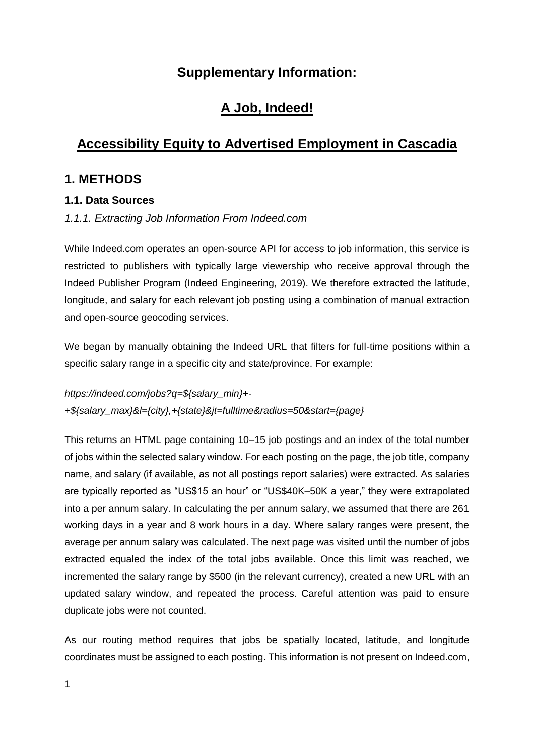# Supplementary Information:

## A Job, Indeed!

## Accessibility Equity to Advertised Employment in Cascadia

## 1. METHODS

### 1.1. Data Sources

#### *1.1.1. Extracting Job Information From Indeed.com*

While Indeed.com operates an open-source API for access to job information, this service is restricted to publishers with typically large viewership who receive approval through the Indeed Publisher Program (Indeed Engineering, 2019). We therefore extracted the latitude, longitude, and salary for each relevant job posting using a combination of manual extraction and open-source geocoding services.

We began by manually obtaining the Indeed URL that filters for full-time positions within a specific salary range in a specific city and state/province. For example:

*https://indeed.com/jobs?q=${salary_min}+-+${salary_max}&l={city},+{state}&jt=fulltime&radius=50&start={page}*

This returns an HTML page containing 10–15 job postings and an index of the total number of jobs within the selected salary window. For each posting on the page, the job title, company name, and salary (if available, as not all postings report salaries) were extracted. As salaries are typically reported as "US$15 an hour" or "US$40K–50K a year," they were extrapolated into a per annum salary. In calculating the per annum salary, we assumed that there are 261 working days in a year and 8 work hours in a day. Where salary ranges were present, the average per annum salary was calculated. The next page was visited until the number of jobs extracted equaled the index of the total jobs available. Once this limit was reached, we incremented the salary range by $500 (in the relevant currency), created a new URL with an updated salary window, and repeated the process. Careful attention was paid to ensure duplicate jobs were not counted.

As our routing method requires that jobs be spatially located, latitude, and longitude coordinates must be assigned to each posting. This information is not present on Indeed.com,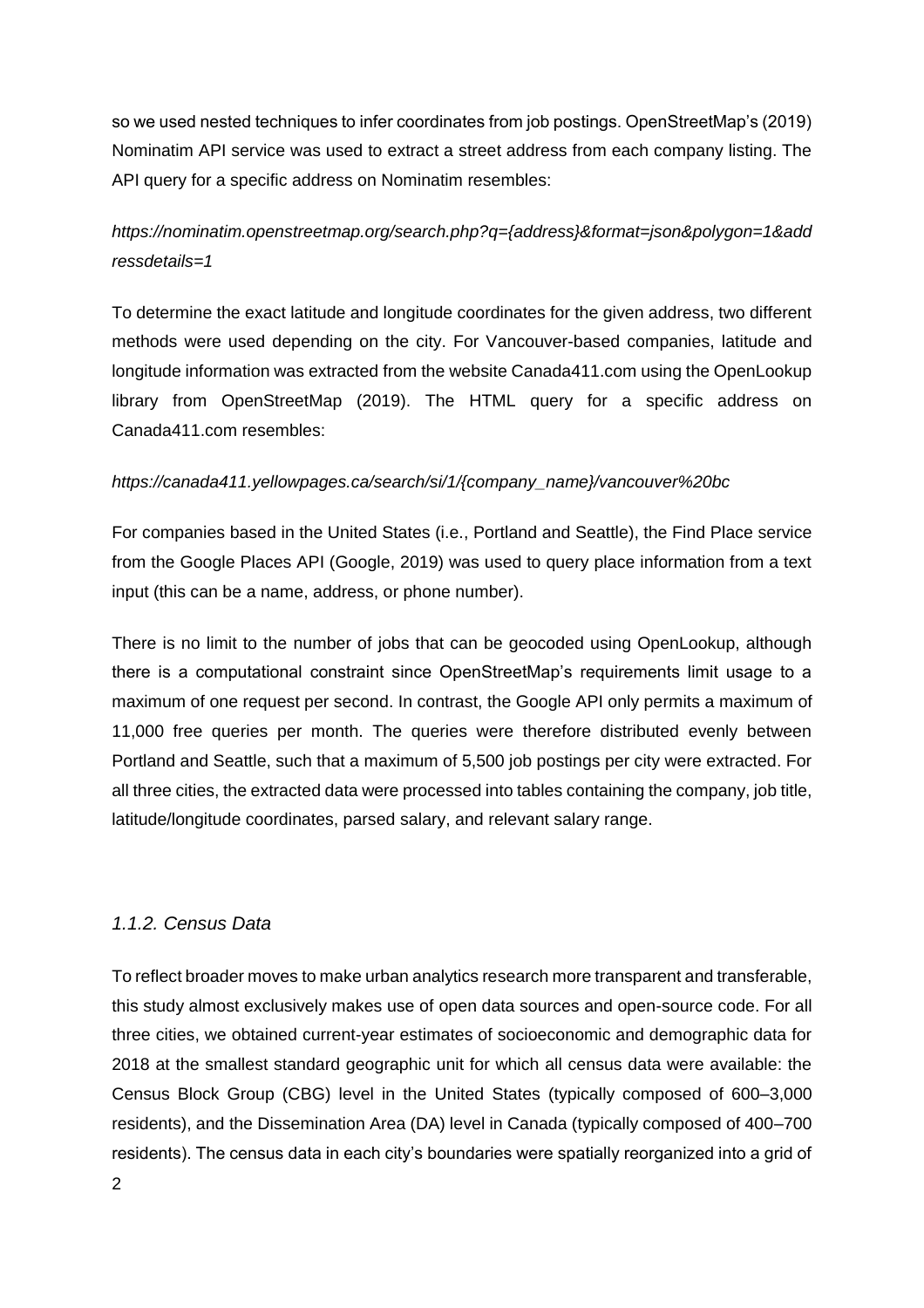so we used nested techniques to infer coordinates from job postings. OpenStreetMap's (2019) Nominatim API service was used to extract a street address from each company listing. The API query for a specific address on Nominatim resembles:

*https://nominatim.openstreetmap.org/search.php?q={address}&format=json&polygon=1&addressdetails=1*

To determine the exact latitude and longitude coordinates for the given address, two different methods were used depending on the city. For Vancouver-based companies, latitude and longitude information was extracted from the website Canada411.com using the OpenLookup library from OpenStreetMap (2019). The HTML query for a specific address on Canada411.com resembles:

*https://canada411.yellowpages.ca/search/si/1/{company_name}/vancouver%20bc*

For companies based in the United States (i.e., Portland and Seattle), the Find Place service from the Google Places API (Google, 2019) was used to query place information from a text input (this can be a name, address, or phone number).

There is no limit to the number of jobs that can be geocoded using OpenLookup, although there is a computational constraint since OpenStreetMap's requirements limit usage to a maximum of one request per second. In contrast, the Google API only permits a maximum of 11,000 free queries per month. The queries were therefore distributed evenly between Portland and Seattle, such that a maximum of 5,500 job postings per city were extracted. For all three cities, the extracted data were processed into tables containing the company, job title, latitude/longitude coordinates, parsed salary, and relevant salary range.

### *1.1.2. Census Data*

To reflect broader moves to make urban analytics research more transparent and transferable, this study almost exclusively makes use of open data sources and open-source code. For all three cities, we obtained current-year estimates of socioeconomic and demographic data for 2018 at the smallest standard geographic unit for which all census data were available: the Census Block Group (CBG) level in the United States (typically composed of 600–3,000 residents), and the Dissemination Area (DA) level in Canada (typically composed of 400–700 residents). The census data in each city's boundaries were spatially reorganized into a grid of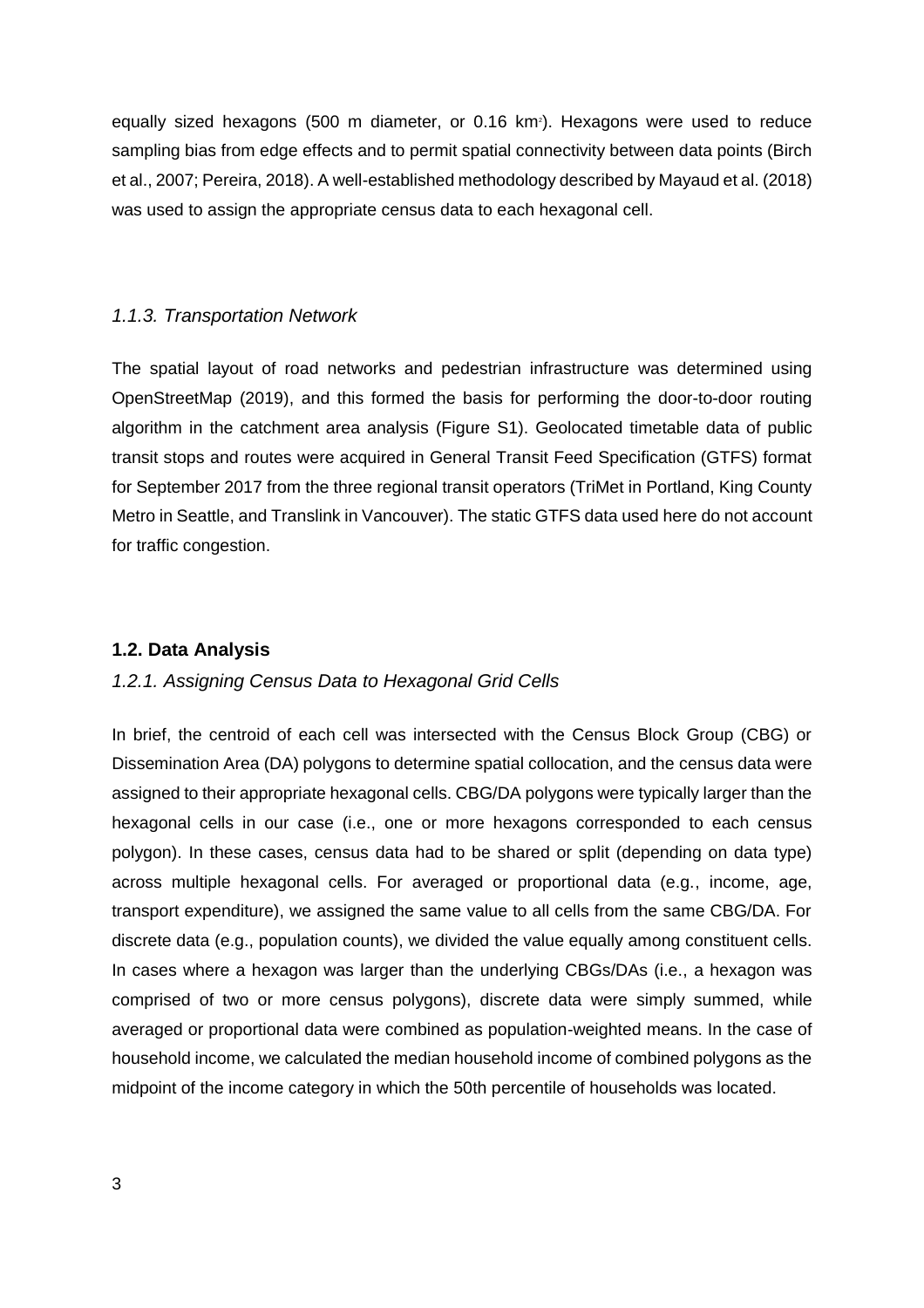equally sized hexagons (500 m diameter, or 0.16 $km^2$). Hexagons were used to reduce sampling bias from edge effects and to permit spatial connectivity between data points (Birch et al., 2007; Pereira, 2018). A well-established methodology described by Mayaud et al. (2018) was used to assign the appropriate census data to each hexagonal cell.

### *1.1.3. Transportation Network*

The spatial layout of road networks and pedestrian infrastructure was determined using OpenStreetMap (2019), and this formed the basis for performing the door-to-door routing algorithm in the catchment area analysis (Figure S1). Geolocated timetable data of public transit stops and routes were acquired in General Transit Feed Specification (GTFS) format for September 2017 from the three regional transit operators (TriMet in Portland, King County Metro in Seattle, and Translink in Vancouver). The static GTFS data used here do not account for traffic congestion.

## **1.2. Data Analysis**

### *1.2.1. Assigning Census Data to Hexagonal Grid Cells*

In brief, the centroid of each cell was intersected with the Census Block Group (CBG) or Dissemination Area (DA) polygons to determine spatial collocation, and the census data were assigned to their appropriate hexagonal cells. CBG/DA polygons were typically larger than the hexagonal cells in our case (i.e., one or more hexagons corresponded to each census polygon). In these cases, census data had to be shared or split (depending on data type) across multiple hexagonal cells. For averaged or proportional data (e.g., income, age, transport expenditure), we assigned the same value to all cells from the same CBG/DA. For discrete data (e.g., population counts), we divided the value equally among constituent cells. In cases where a hexagon was larger than the underlying CBGs/DAs (i.e., a hexagon was comprised of two or more census polygons), discrete data were simply summed, while averaged or proportional data were combined as population-weighted means. In the case of household income, we calculated the median household income of combined polygons as the midpoint of the income category in which the 50th percentile of households was located.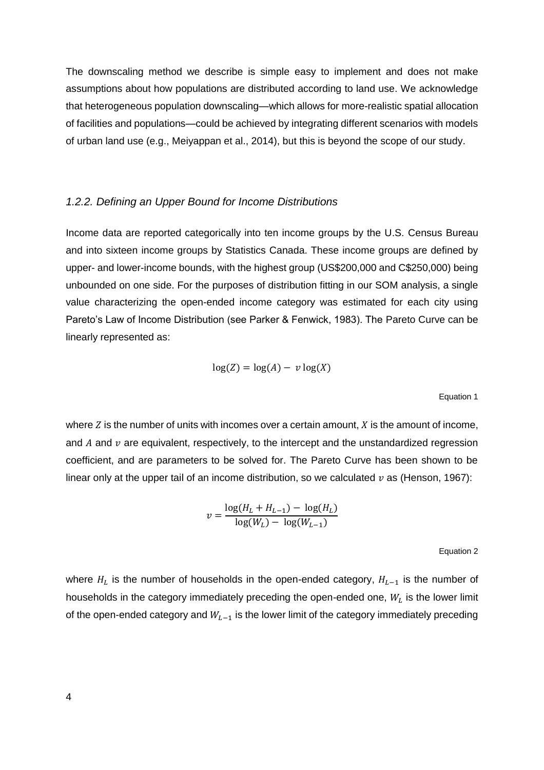The downscaling method we describe is simple easy to implement and does not make assumptions about how populations are distributed according to land use. We acknowledge that heterogeneous population downscaling—which allows for more-realistic spatial allocation of facilities and populations—could be achieved by integrating different scenarios with models of urban land use (e.g., Meiyappan et al., 2014), but this is beyond the scope of our study.

### *1.2.2. Defining an Upper Bound for Income Distributions*

Income data are reported categorically into ten income groups by the U.S. Census Bureau and into sixteen income groups by Statistics Canada. These income groups are defined by upper- and lower-income bounds, with the highest group (US$200,000 and C$250,000) being unbounded on one side. For the purposes of distribution fitting in our SOM analysis, a single value characterizing the open-ended income category was estimated for each city using Pareto's Law of Income Distribution (see Parker & Fenwick, 1983). The Pareto Curve can be linearly represented as:

$$\log(Z) = \log(A) - v\log(X)$$

Equation 1

where $Z$ is the number of units with incomes over a certain amount, $X$ is the amount of income, and $A$ and $v$ are equivalent, respectively, to the intercept and the unstandardized regression coefficient, and are parameters to be solved for. The Pareto Curve has been shown to be linear only at the upper tail of an income distribution, so we calculated $v$ as (Henson, 1967):

$$v = \frac{\log(H_L + H_{L-1}) - \log(H_L)}{\log(W_L) - \log(W_{L-1})}$$

Equation 2

where $H_L$ is the number of households in the open-ended category, $H_{L-1}$ is the number of households in the category immediately preceding the open-ended one, $W_L$ is the lower limit of the open-ended category and $W_{L-1}$ is the lower limit of the category immediately preceding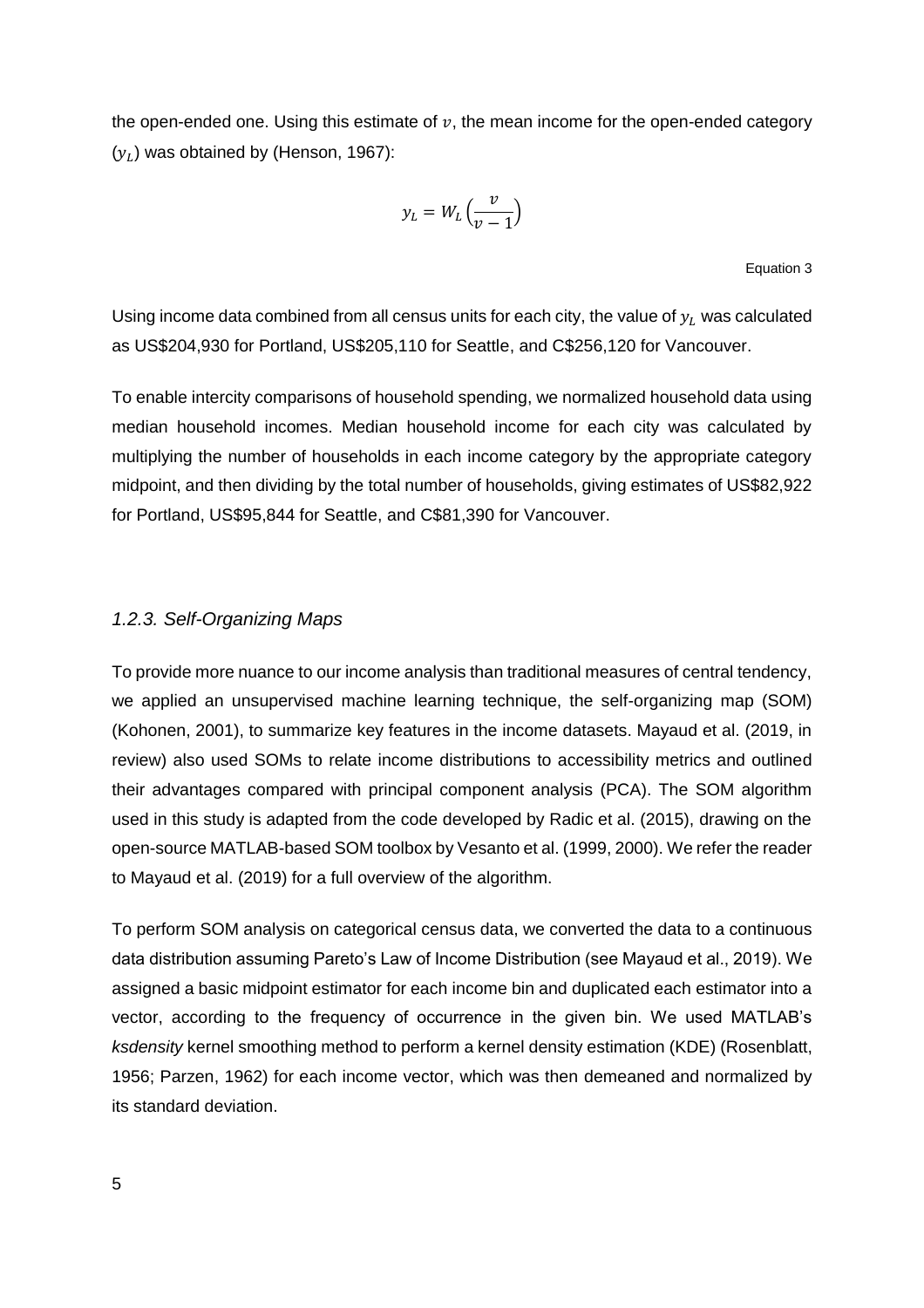the open-ended one. Using this estimate of $v$, the mean income for the open-ended category ($y_L$) was obtained by (Henson, 1967):

$$y_L = W_L \left( \frac{v}{v - 1} \right)$$

Equation 3

Using income data combined from all census units for each city, the value of $y_L$ was calculated as US$204,930 for Portland, US$205,110 for Seattle, and C$256,120 for Vancouver.

To enable intercity comparisons of household spending, we normalized household data using median household incomes. Median household income for each city was calculated by multiplying the number of households in each income category by the appropriate category midpoint, and then dividing by the total number of households, giving estimates of US$82,922 for Portland, US$95,844 for Seattle, and C$81,390 for Vancouver.

### *1.2.3. Self-Organizing Maps*

To provide more nuance to our income analysis than traditional measures of central tendency, we applied an unsupervised machine learning technique, the self-organizing map (SOM) (Kohonen, 2001), to summarize key features in the income datasets. Mayaud et al. (2019, in review) also used SOMs to relate income distributions to accessibility metrics and outlined their advantages compared with principal component analysis (PCA). The SOM algorithm used in this study is adapted from the code developed by Radic et al. (2015), drawing on the open-source MATLAB-based SOM toolbox by Vesanto et al. (1999, 2000). We refer the reader to Mayaud et al. (2019) for a full overview of the algorithm.

To perform SOM analysis on categorical census data, we converted the data to a continuous data distribution assuming Pareto's Law of Income Distribution (see Mayaud et al., 2019). We assigned a basic midpoint estimator for each income bin and duplicated each estimator into a vector, according to the frequency of occurrence in the given bin. We used MATLAB's *ksdensity* kernel smoothing method to perform a kernel density estimation (KDE) (Rosenblatt, 1956; Parzen, 1962) for each income vector, which was then demeaned and normalized by its standard deviation.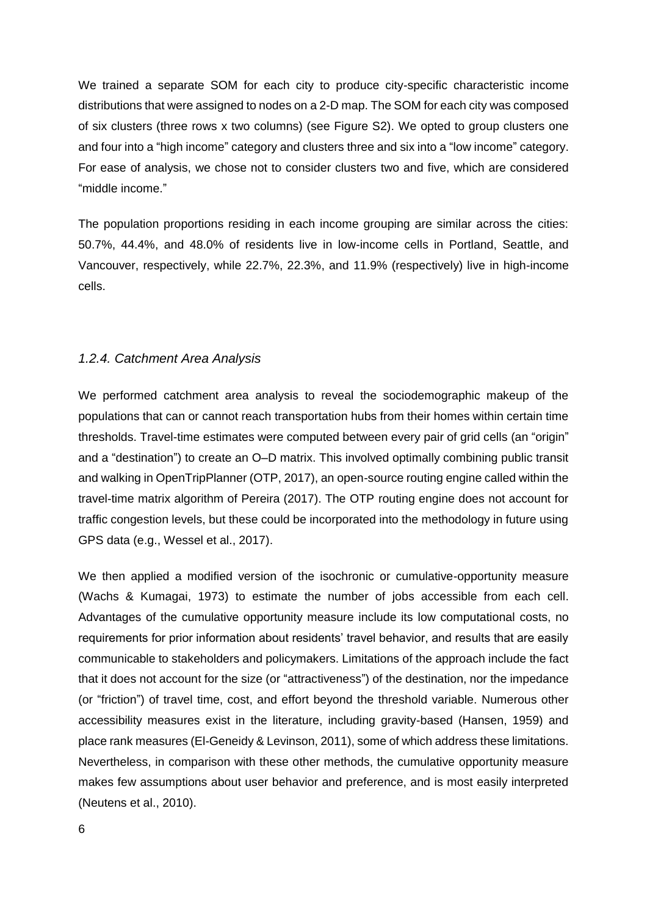We trained a separate SOM for each city to produce city-specific characteristic income distributions that were assigned to nodes on a 2-D map. The SOM for each city was composed of six clusters (three rows x two columns) (see Figure S2). We opted to group clusters one and four into a "high income" category and clusters three and six into a "low income" category. For ease of analysis, we chose not to consider clusters two and five, which are considered "middle income."

The population proportions residing in each income grouping are similar across the cities: 50.7%, 44.4%, and 48.0% of residents live in low-income cells in Portland, Seattle, and Vancouver, respectively, while 22.7%, 22.3%, and 11.9% (respectively) live in high-income cells.

### *1.2.4. Catchment Area Analysis*

We performed catchment area analysis to reveal the sociodemographic makeup of the populations that can or cannot reach transportation hubs from their homes within certain time thresholds. Travel-time estimates were computed between every pair of grid cells (an "origin" and a "destination") to create an O–D matrix. This involved optimally combining public transit and walking in OpenTripPlanner (OTP, 2017), an open-source routing engine called within the travel-time matrix algorithm of Pereira (2017). The OTP routing engine does not account for traffic congestion levels, but these could be incorporated into the methodology in future using GPS data (e.g., Wessel et al., 2017).

We then applied a modified version of the isochronic or cumulative-opportunity measure (Wachs & Kumagai, 1973) to estimate the number of jobs accessible from each cell. Advantages of the cumulative opportunity measure include its low computational costs, no requirements for prior information about residents' travel behavior, and results that are easily communicable to stakeholders and policymakers. Limitations of the approach include the fact that it does not account for the size (or "attractiveness") of the destination, nor the impedance (or "friction") of travel time, cost, and effort beyond the threshold variable. Numerous other accessibility measures exist in the literature, including gravity-based (Hansen, 1959) and place rank measures (El-Geneidy & Levinson, 2011), some of which address these limitations. Nevertheless, in comparison with these other methods, the cumulative opportunity measure makes few assumptions about user behavior and preference, and is most easily interpreted (Neutens et al., 2010).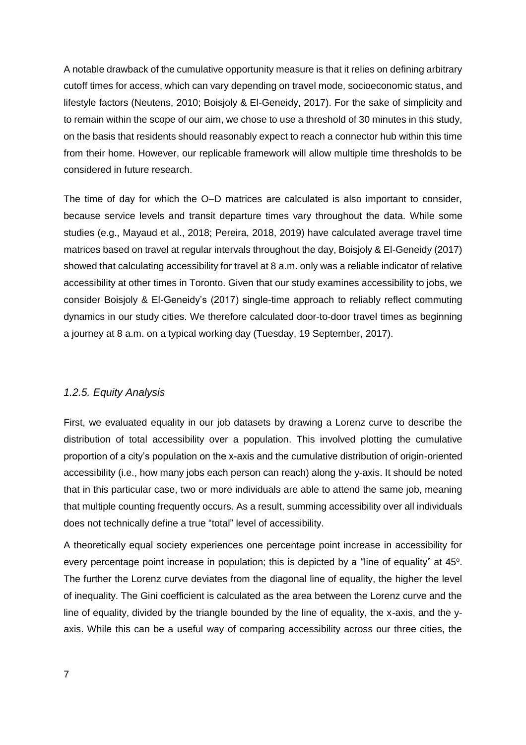A notable drawback of the cumulative opportunity measure is that it relies on defining arbitrary cutoff times for access, which can vary depending on travel mode, socioeconomic status, and lifestyle factors (Neutens, 2010; Boisjoly & El-Geneidy, 2017). For the sake of simplicity and to remain within the scope of our aim, we chose to use a threshold of 30 minutes in this study, on the basis that residents should reasonably expect to reach a connector hub within this time from their home. However, our replicable framework will allow multiple time thresholds to be considered in future research.

The time of day for which the O–D matrices are calculated is also important to consider, because service levels and transit departure times vary throughout the data. While some studies (e.g., Mayaud et al., 2018; Pereira, 2018, 2019) have calculated average travel time matrices based on travel at regular intervals throughout the day, Boisjoly & El-Geneidy (2017) showed that calculating accessibility for travel at 8 a.m. only was a reliable indicator of relative accessibility at other times in Toronto. Given that our study examines accessibility to jobs, we consider Boisjoly & El-Geneidy's (2017) single-time approach to reliably reflect commuting dynamics in our study cities. We therefore calculated door-to-door travel times as beginning a journey at 8 a.m. on a typical working day (Tuesday, 19 September, 2017).

### *1.2.5. Equity Analysis*

First, we evaluated equality in our job datasets by drawing a Lorenz curve to describe the distribution of total accessibility over a population. This involved plotting the cumulative proportion of a city's population on the x-axis and the cumulative distribution of origin-oriented accessibility (i.e., how many jobs each person can reach) along the y-axis. It should be noted that in this particular case, two or more individuals are able to attend the same job, meaning that multiple counting frequently occurs. As a result, summing accessibility over all individuals does not technically define a true "total" level of accessibility.

A theoretically equal society experiences one percentage point increase in accessibility for every percentage point increase in population; this is depicted by a "line of equality" at 45°. The further the Lorenz curve deviates from the diagonal line of equality, the higher the level of inequality. The Gini coefficient is calculated as the area between the Lorenz curve and the line of equality, divided by the triangle bounded by the line of equality, the x-axis, and the y-axis. While this can be a useful way of comparing accessibility across our three cities, the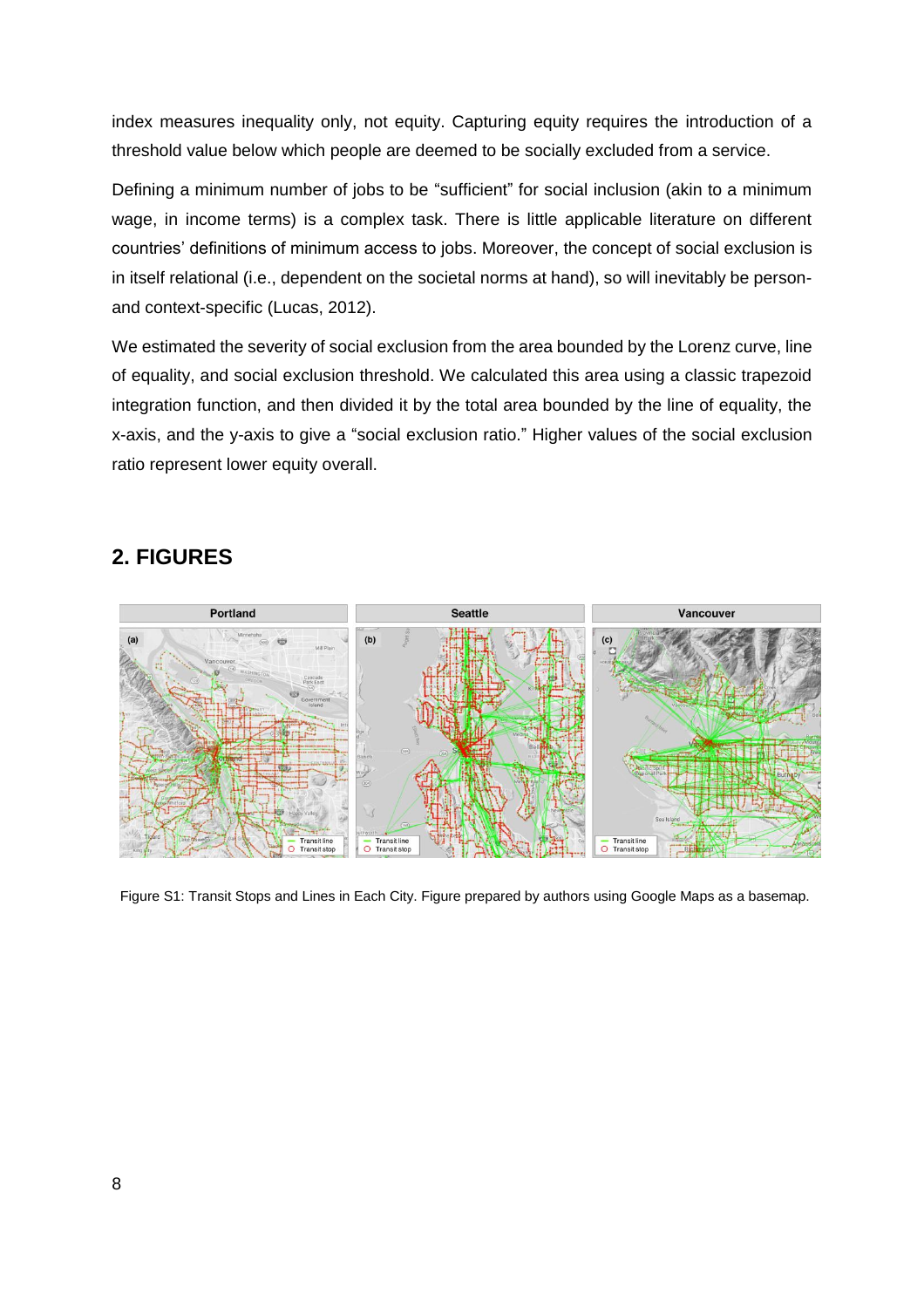index measures inequality only, not equity. Capturing equity requires the introduction of a threshold value below which people are deemed to be socially excluded from a service.

Defining a minimum number of jobs to be "sufficient" for social inclusion (akin to a minimum wage, in income terms) is a complex task. There is little applicable literature on different countries' definitions of minimum access to jobs. Moreover, the concept of social exclusion is in itself relational (i.e., dependent on the societal norms at hand), so will inevitably be person- and context-specific (Lucas, 2012).

We estimated the severity of social exclusion from the area bounded by the Lorenz curve, line of equality, and social exclusion threshold. We calculated this area using a classic trapezoid integration function, and then divided it by the total area bounded by the line of equality, the x-axis, and the y-axis to give a "social exclusion ratio." Higher values of the social exclusion ratio represent lower equity overall.

## 2. FIGURES

Figure S1: Transit Stops and Lines in Each City. Figure prepared by authors using Google Maps as a basemap.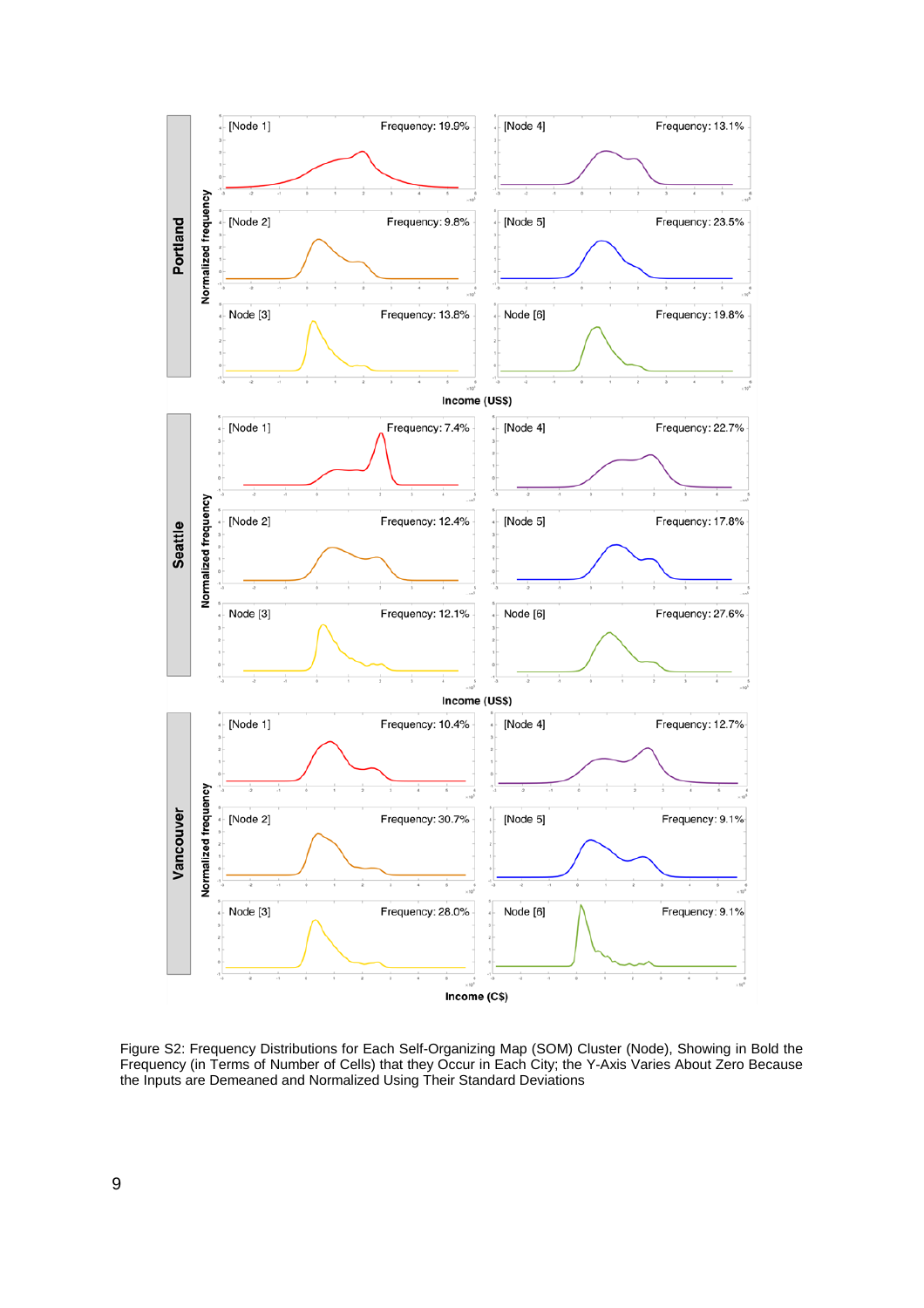Figure S2: Frequency Distributions for Each Self-Organizing Map (SOM) Cluster (Node), Showing in Bold the Frequency (in Terms of Number of Cells) that they Occur in Each City; the Y-Axis Varies About Zero Because the Inputs are Demeaned and Normalized Using Their Standard Deviations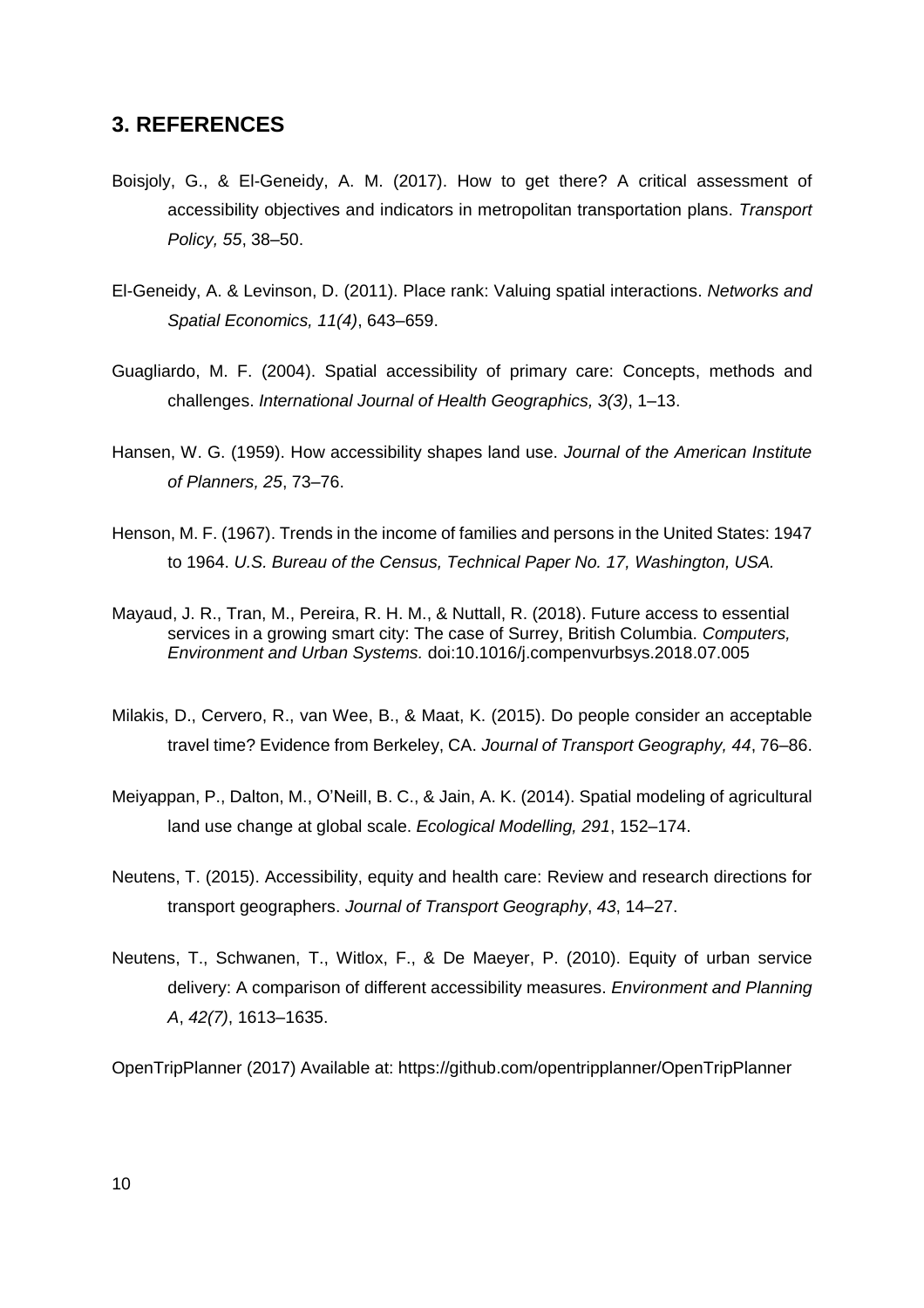## 3. REFERENCES

Boisjoly, G., & El-Geneidy, A. M. (2017). How to get there? A critical assessment of accessibility objectives and indicators in metropolitan transportation plans. *Transport Policy, 55*, 38–50.

El-Geneidy, A. & Levinson, D. (2011). Place rank: Valuing spatial interactions. *Networks and Spatial Economics, 11(4)*, 643–659.

Guagliardo, M. F. (2004). Spatial accessibility of primary care: Concepts, methods and challenges. *International Journal of Health Geographics, 3(3)*, 1–13.

Hansen, W. G. (1959). How accessibility shapes land use. *Journal of the American Institute of Planners, 25*, 73–76.

Henson, M. F. (1967). Trends in the income of families and persons in the United States: 1947 to 1964. *U.S. Bureau of the Census, Technical Paper No. 17, Washington, USA.*

Mayaud, J. R., Tran, M., Pereira, R. H. M., & Nuttall, R. (2018). Future access to essential services in a growing smart city: The case of Surrey, British Columbia. *Computers, Environment and Urban Systems.* doi:10.1016/j.compenvurbsys.2018.07.005

Milakis, D., Cervero, R., van Wee, B., & Maat, K. (2015). Do people consider an acceptable travel time? Evidence from Berkeley, CA. *Journal of Transport Geography, 44*, 76–86.

Meiyappan, P., Dalton, M., O'Neill, B. C., & Jain, A. K. (2014). Spatial modeling of agricultural land use change at global scale. *Ecological Modelling, 291*, 152–174.

Neutens, T. (2015). Accessibility, equity and health care: Review and research directions for transport geographers. *Journal of Transport Geography*, *43*, 14–27.

Neutens, T., Schwanen, T., Witlox, F., & De Maeyer, P. (2010). Equity of urban service delivery: A comparison of different accessibility measures. *Environment and Planning A*, *42(7)*, 1613–1635.

OpenTripPlanner (2017) Available at: https://github.com/opentripplanner/OpenTripPlanner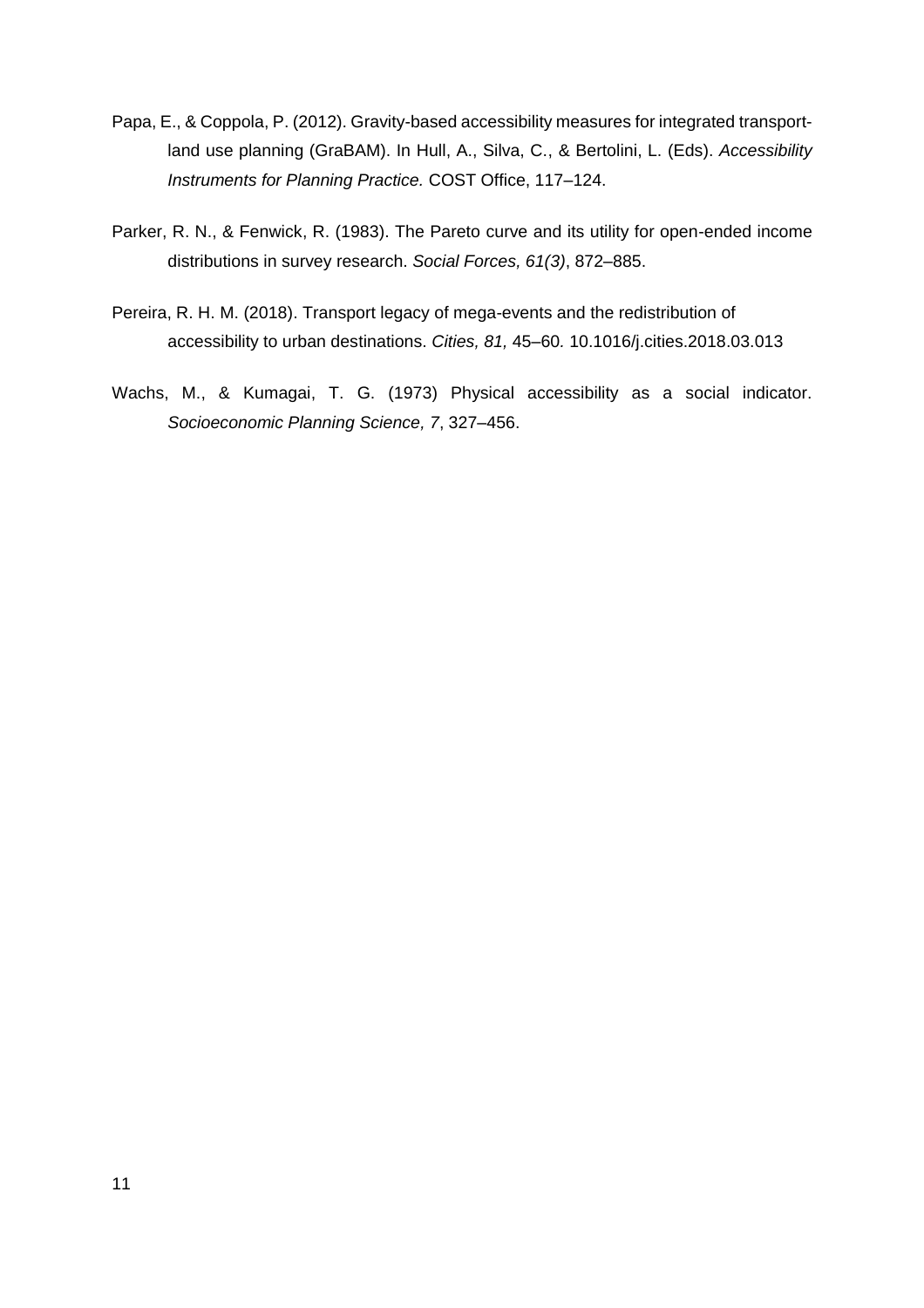Papa, E., & Coppola, P. (2012). Gravity-based accessibility measures for integrated transport-land use planning (GraBAM). In Hull, A., Silva, C., & Bertolini, L. (Eds). *Accessibility Instruments for Planning Practice.* COST Office, 117–124.

Parker, R. N., & Fenwick, R. (1983). The Pareto curve and its utility for open-ended income distributions in survey research. *Social Forces, 61(3)*, 872–885.

Pereira, R. H. M. (2018). Transport legacy of mega-events and the redistribution of accessibility to urban destinations. *Cities, 81,* 45–60*.* 10.1016/j.cities.2018.03.013

Wachs, M., & Kumagai, T. G. (1973) Physical accessibility as a social indicator. *Socioeconomic Planning Science, 7*, 327–456.